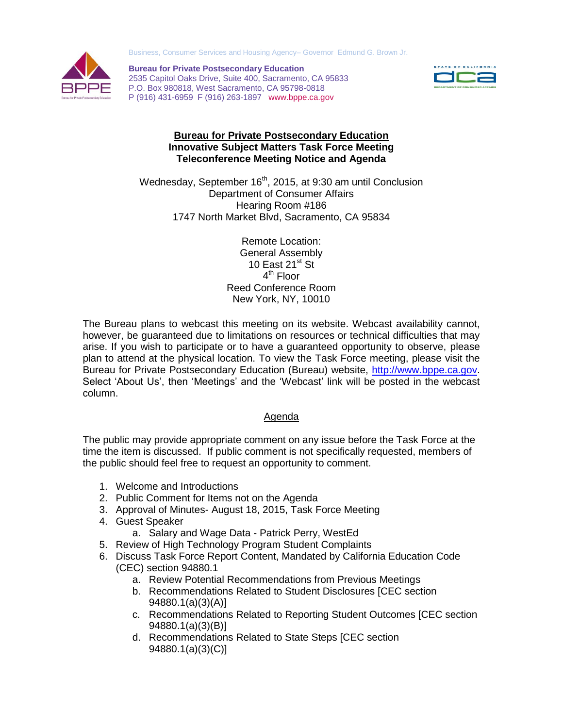Business, Consumer Services and Housing Agency– Governor Edmund G. Brown Jr.

**Bureau for Private Postsecondary Education**
2535 Capitol Oaks Drive, Suite 400, Sacramento, CA 95833
P.O. Box 980818, West Sacramento, CA 95798-0818
P (916) 431-6959 F (916) 263-1897 www.bppe.ca.gov

# Bureau for Private Postsecondary Education
## Innovative Subject Matters Task Force Meeting
## Teleconference Meeting Notice and Agenda

Wednesday, September 16th, 2015, at 9:30 am until Conclusion
Department of Consumer Affairs
Hearing Room #186
1747 North Market Blvd, Sacramento, CA 95834

Remote Location:
General Assembly
10 East 21st St
4th Floor
Reed Conference Room
New York, NY, 10010

The Bureau plans to webcast this meeting on its website. Webcast availability cannot, however, be guaranteed due to limitations on resources or technical difficulties that may arise. If you wish to participate or to have a guaranteed opportunity to observe, please plan to attend at the physical location. To view the Task Force meeting, please visit the Bureau for Private Postsecondary Education (Bureau) website, http://www.bppe.ca.gov. Select 'About Us', then 'Meetings' and the 'Webcast' link will be posted in the webcast column.

## Agenda

The public may provide appropriate comment on any issue before the Task Force at the time the item is discussed. If public comment is not specifically requested, members of the public should feel free to request an opportunity to comment.

1. Welcome and Introductions
2. Public Comment for Items not on the Agenda
3. Approval of Minutes- August 18, 2015, Task Force Meeting
4. Guest Speaker
    a. Salary and Wage Data - Patrick Perry, WestEd
5. Review of High Technology Program Student Complaints
6. Discuss Task Force Report Content, Mandated by California Education Code (CEC) section 94880.1
    a. Review Potential Recommendations from Previous Meetings
    b. Recommendations Related to Student Disclosures [CEC section 94880.1(a)(3)(A)]
    c. Recommendations Related to Reporting Student Outcomes [CEC section 94880.1(a)(3)(B)]
    d. Recommendations Related to State Steps [CEC section 94880.1(a)(3)(C)]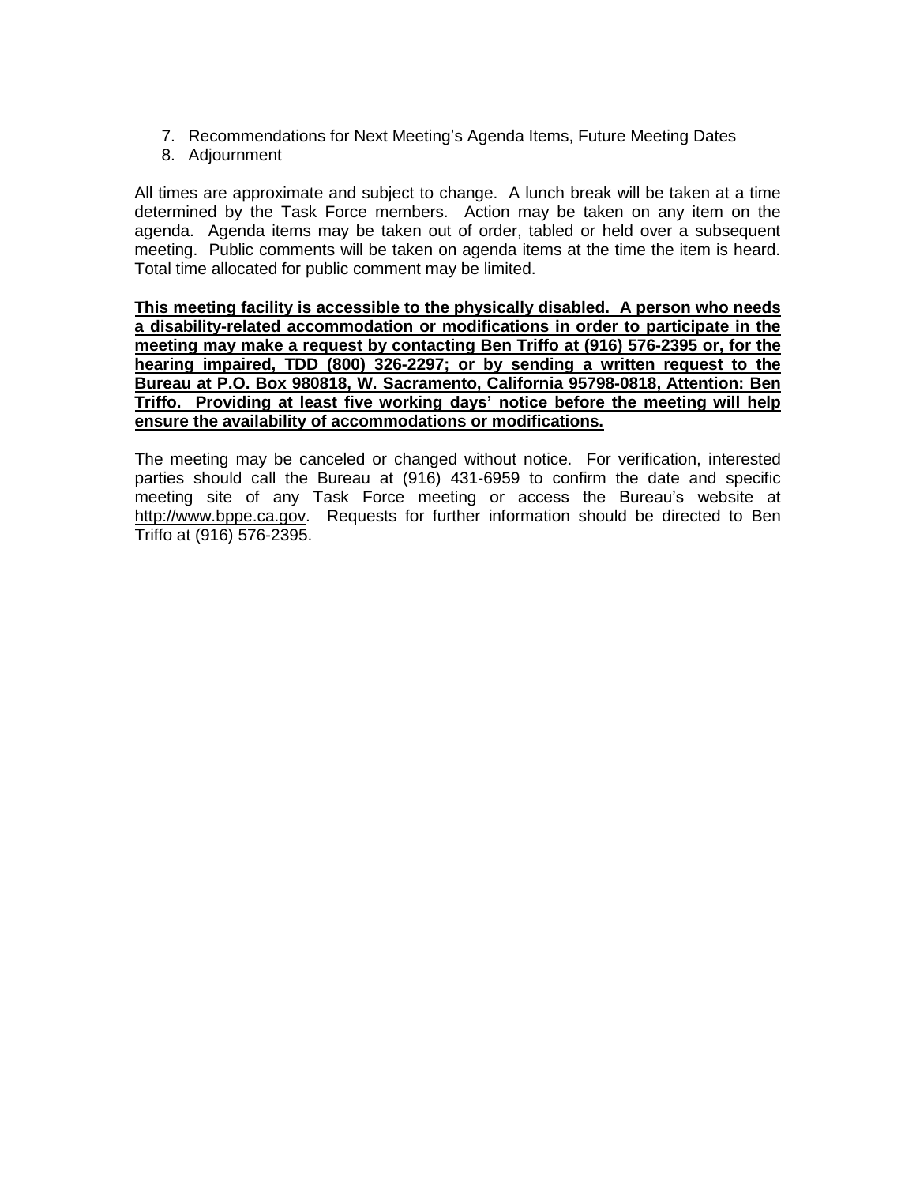7. Recommendations for Next Meeting's Agenda Items, Future Meeting Dates
8. Adjournment

All times are approximate and subject to change. A lunch break will be taken at a time determined by the Task Force members. Action may be taken on any item on the agenda. Agenda items may be taken out of order, tabled or held over a subsequent meeting. Public comments will be taken on agenda items at the time the item is heard. Total time allocated for public comment may be limited.

**This meeting facility is accessible to the physically disabled. A person who needs a disability-related accommodation or modifications in order to participate in the meeting may make a request by contacting Ben Triffo at (916) 576-2395 or, for the hearing impaired, TDD (800) 326-2297; or by sending a written request to the Bureau at P.O. Box 980818, W. Sacramento, California 95798-0818, Attention: Ben Triffo. Providing at least five working days' notice before the meeting will help ensure the availability of accommodations or modifications.**

The meeting may be canceled or changed without notice. For verification, interested parties should call the Bureau at (916) 431-6959 to confirm the date and specific meeting site of any Task Force meeting or access the Bureau's website at http://www.bppe.ca.gov. Requests for further information should be directed to Ben Triffo at (916) 576-2395.